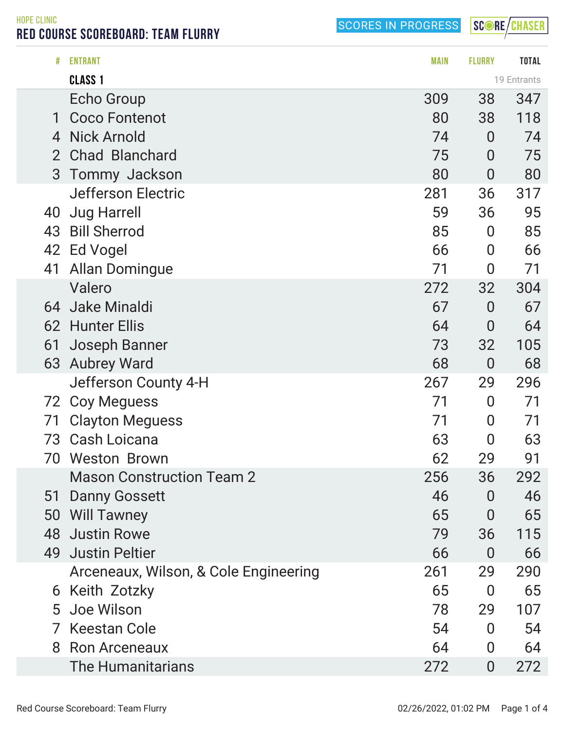HOPE CLINIC

# RED COURSE SCOREBOARD: TEAM FLURRY

SCORES IN PROGRESS

SCORE CHASER

| # | ENTRANT | MAIN | FLURRY | TOTAL |
|---|---|---|---|---|
| | **CLASS 1** | | | 19 Entrants |
| | Echo Group | 309 | 38 | 347 |
| 1 | Coco Fontenot | 80 | 38 | 118 |
| 4 | Nick Arnold | 74 | 0 | 74 |
| 2 | Chad  Blanchard | 75 | 0 | 75 |
| 3 | Tommy  Jackson | 80 | 0 | 80 |
| | Jefferson Electric | 281 | 36 | 317 |
| 40 | Jug Harrell | 59 | 36 | 95 |
| 43 | Bill Sherrod | 85 | 0 | 85 |
| 42 | Ed Vogel | 66 | 0 | 66 |
| 41 | Allan Domingue | 71 | 0 | 71 |
| | Valero | 272 | 32 | 304 |
| 64 | Jake Minaldi | 67 | 0 | 67 |
| 62 | Hunter Ellis | 64 | 0 | 64 |
| 61 | Joseph Banner | 73 | 32 | 105 |
| 63 | Aubrey Ward | 68 | 0 | 68 |
| | Jefferson County 4-H | 267 | 29 | 296 |
| 72 | Coy Meguess | 71 | 0 | 71 |
| 71 | Clayton Meguess | 71 | 0 | 71 |
| 73 | Cash Loicana | 63 | 0 | 63 |
| 70 | Weston  Brown | 62 | 29 | 91 |
| | Mason Construction Team 2 | 256 | 36 | 292 |
| 51 | Danny Gossett | 46 | 0 | 46 |
| 50 | Will Tawney | 65 | 0 | 65 |
| 48 | Justin Rowe | 79 | 36 | 115 |
| 49 | Justin Peltier | 66 | 0 | 66 |
| | Arceneaux, Wilson, & Cole Engineering | 261 | 29 | 290 |
| 6 | Keith  Zotzky | 65 | 0 | 65 |
| 5 | Joe Wilson | 78 | 29 | 107 |
| 7 | Keestan Cole | 54 | 0 | 54 |
| 8 | Ron Arceneaux | 64 | 0 | 64 |
| | The Humanitarians | 272 | 0 | 272 |

Red Course Scoreboard: Team Flurry 02/26/2022, 01:02 PM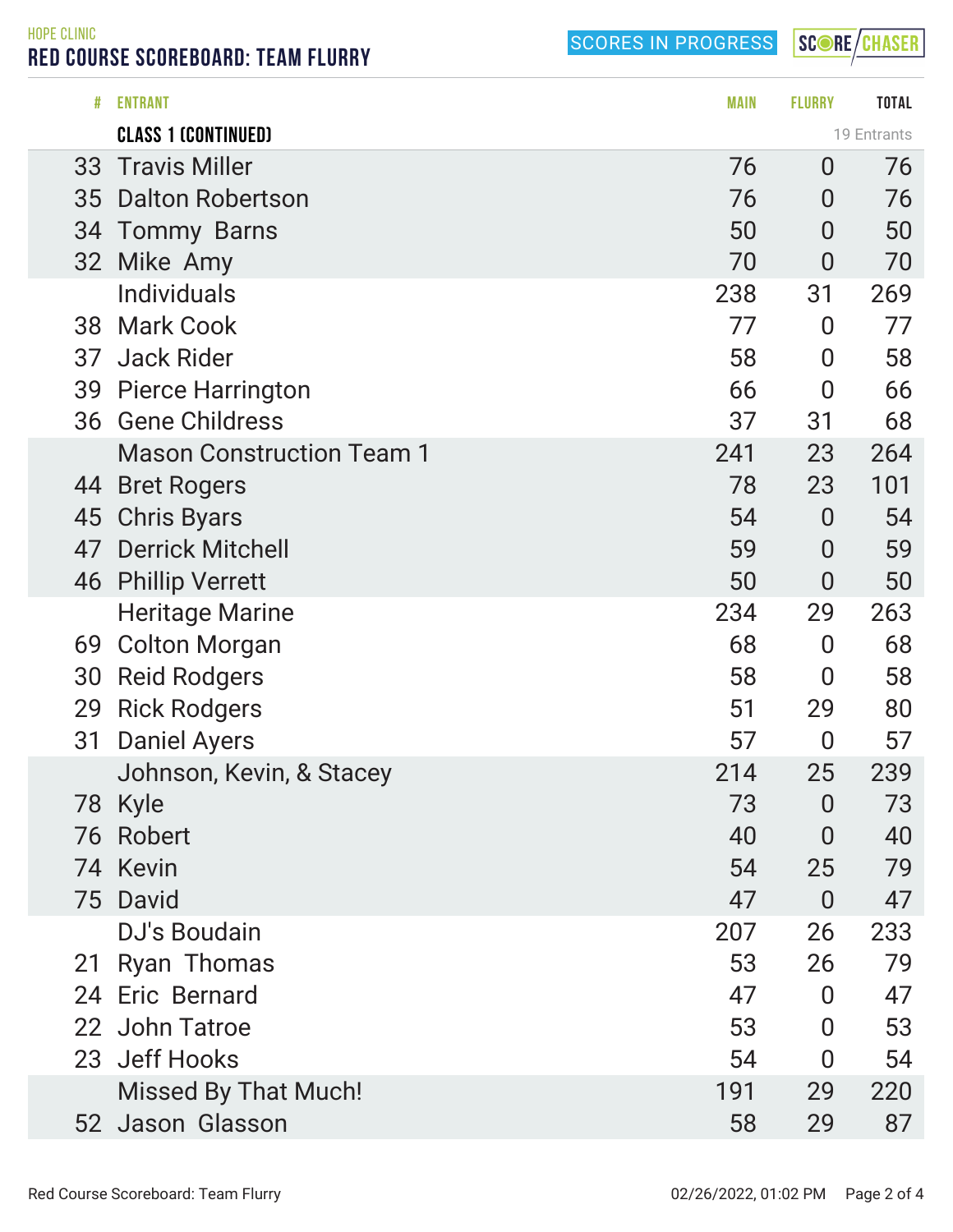HOPE CLINIC

## RED COURSE SCOREBOARD: TEAM FLURRY

SCORES IN PROGRESS

| # | ENTRANT | MAIN | FLURRY | TOTAL |
|---|---|---|---|---|
| | **CLASS 1 (CONTINUED)** | | | 19 Entrants |
| 33 | Travis Miller | 76 | 0 | 76 |
| 35 | Dalton Robertson | 76 | 0 | 76 |
| 34 | Tommy Barns | 50 | 0 | 50 |
| 32 | Mike Amy | 70 | 0 | 70 |
| | Individuals | 238 | 31 | 269 |
| 38 | Mark Cook | 77 | 0 | 77 |
| 37 | Jack Rider | 58 | 0 | 58 |
| 39 | Pierce Harrington | 66 | 0 | 66 |
| 36 | Gene Childress | 37 | 31 | 68 |
| | Mason Construction Team 1 | 241 | 23 | 264 |
| 44 | Bret Rogers | 78 | 23 | 101 |
| 45 | Chris Byars | 54 | 0 | 54 |
| 47 | Derrick Mitchell | 59 | 0 | 59 |
| 46 | Phillip Verrett | 50 | 0 | 50 |
| | Heritage Marine | 234 | 29 | 263 |
| 69 | Colton Morgan | 68 | 0 | 68 |
| 30 | Reid Rodgers | 58 | 0 | 58 |
| 29 | Rick Rodgers | 51 | 29 | 80 |
| 31 | Daniel Ayers | 57 | 0 | 57 |
| | Johnson, Kevin, & Stacey | 214 | 25 | 239 |
| 78 | Kyle | 73 | 0 | 73 |
| 76 | Robert | 40 | 0 | 40 |
| 74 | Kevin | 54 | 25 | 79 |
| 75 | David | 47 | 0 | 47 |
| | DJ's Boudain | 207 | 26 | 233 |
| 21 | Ryan Thomas | 53 | 26 | 79 |
| 24 | Eric Bernard | 47 | 0 | 47 |
| 22 | John Tatroe | 53 | 0 | 53 |
| 23 | Jeff Hooks | 54 | 0 | 54 |
| | Missed By That Much! | 191 | 29 | 220 |
| 52 | Jason Glasson | 58 | 29 | 87 |

Red Course Scoreboard: Team Flurry — 02/26/2022, 01:02 PM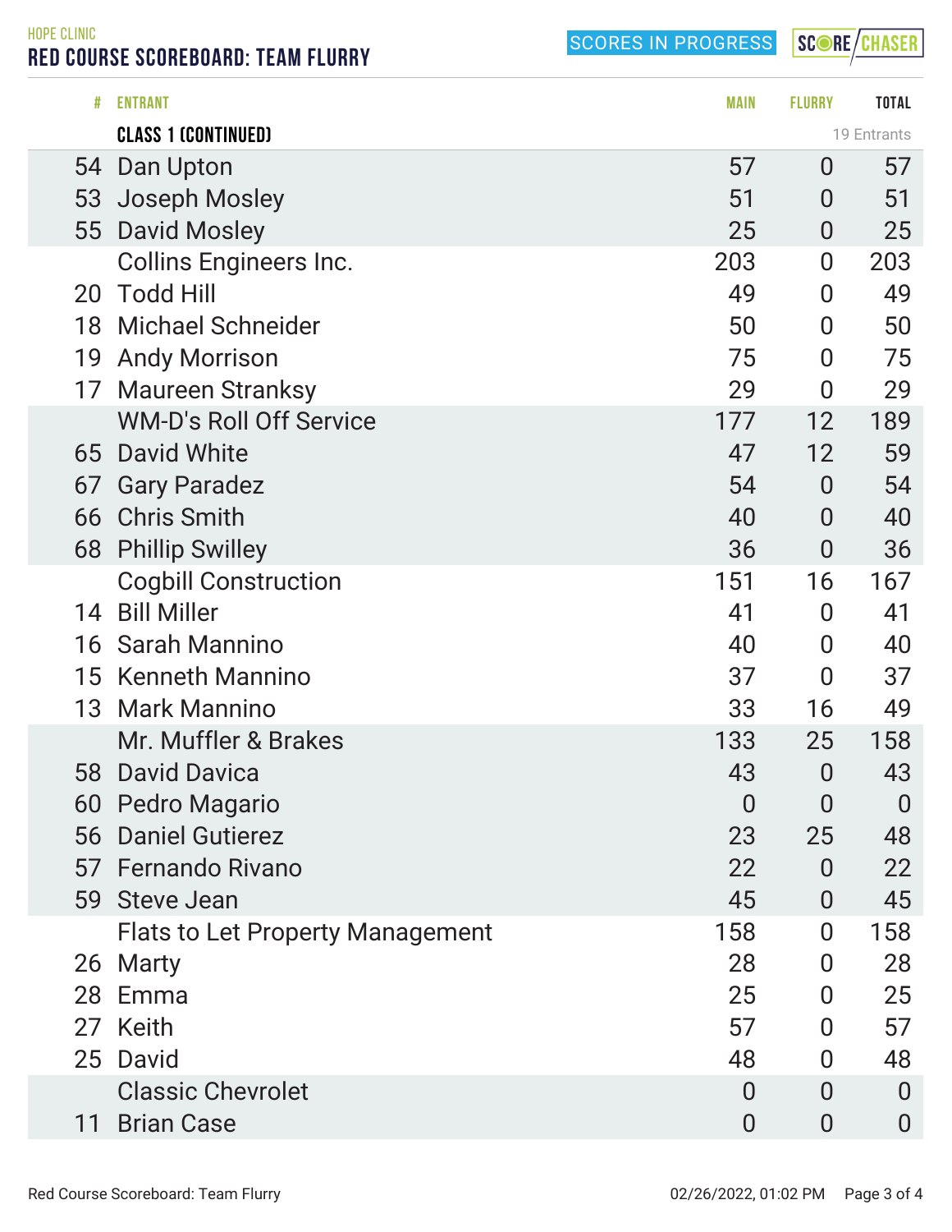HOPE CLINIC

# RED COURSE SCOREBOARD: TEAM FLURRY

SCORES IN PROGRESS

SCORE CHASER

| # | ENTRANT | MAIN | FLURRY | TOTAL |
|---|---|---|---|---|
| | **CLASS 1 (CONTINUED)** | | | 19 Entrants |
| 54 | Dan Upton | 57 | 0 | 57 |
| 53 | Joseph Mosley | 51 | 0 | 51 |
| 55 | David Mosley | 25 | 0 | 25 |
| | Collins Engineers Inc. | 203 | 0 | 203 |
| 20 | Todd Hill | 49 | 0 | 49 |
| 18 | Michael Schneider | 50 | 0 | 50 |
| 19 | Andy Morrison | 75 | 0 | 75 |
| 17 | Maureen Stranksy | 29 | 0 | 29 |
| | WM-D's Roll Off Service | 177 | 12 | 189 |
| 65 | David White | 47 | 12 | 59 |
| 67 | Gary Paradez | 54 | 0 | 54 |
| 66 | Chris Smith | 40 | 0 | 40 |
| 68 | Phillip Swilley | 36 | 0 | 36 |
| | Cogbill Construction | 151 | 16 | 167 |
| 14 | Bill Miller | 41 | 0 | 41 |
| 16 | Sarah Mannino | 40 | 0 | 40 |
| 15 | Kenneth Mannino | 37 | 0 | 37 |
| 13 | Mark Mannino | 33 | 16 | 49 |
| | Mr. Muffler & Brakes | 133 | 25 | 158 |
| 58 | David Davica | 43 | 0 | 43 |
| 60 | Pedro Magario | 0 | 0 | 0 |
| 56 | Daniel Gutierez | 23 | 25 | 48 |
| 57 | Fernando Rivano | 22 | 0 | 22 |
| 59 | Steve Jean | 45 | 0 | 45 |
| | Flats to Let Property Management | 158 | 0 | 158 |
| 26 | Marty | 28 | 0 | 28 |
| 28 | Emma | 25 | 0 | 25 |
| 27 | Keith | 57 | 0 | 57 |
| 25 | David | 48 | 0 | 48 |
| | Classic Chevrolet | 0 | 0 | 0 |
| 11 | Brian Case | 0 | 0 | 0 |

02/26/2022, 01:02 PM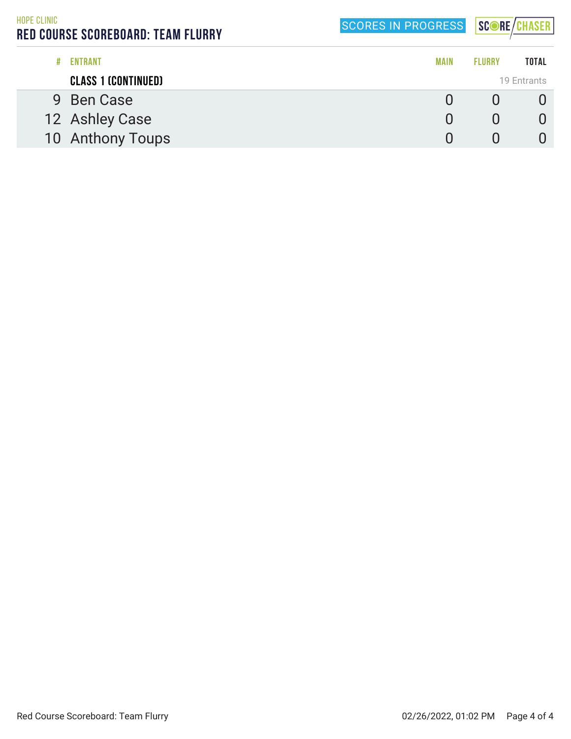HOPE CLINIC

# RED COURSE SCOREBOARD: TEAM FLURRY

SCORES IN PROGRESS

| # | ENTRANT | MAIN | FLURRY | TOTAL |
|---|---|---|---|---|
| | **CLASS 1 (CONTINUED)** | | | 19 Entrants |
| 9 | Ben Case | 0 | 0 | 0 |
| 12 | Ashley Case | 0 | 0 | 0 |
| 10 | Anthony Toups | 0 | 0 | 0 |

02/26/2022, 01:02 PM